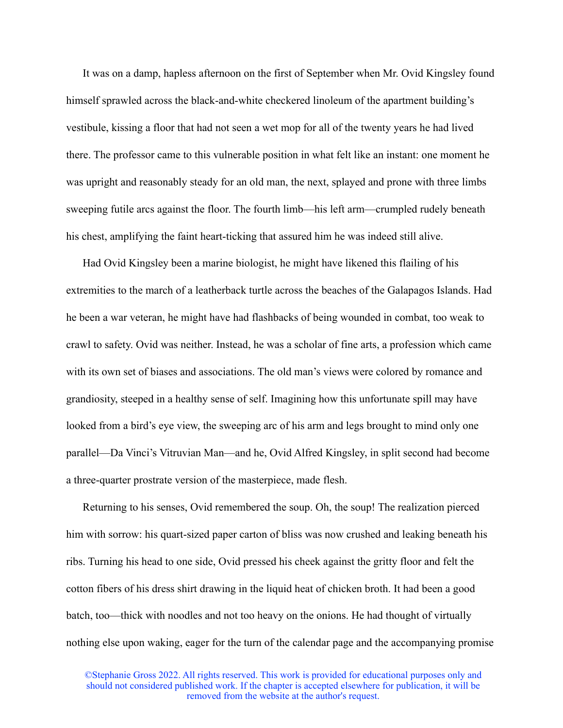It was on a damp, hapless afternoon on the first of September when Mr. Ovid Kingsley found himself sprawled across the black-and-white checkered linoleum of the apartment building's vestibule, kissing a floor that had not seen a wet mop for all of the twenty years he had lived there. The professor came to this vulnerable position in what felt like an instant: one moment he was upright and reasonably steady for an old man, the next, splayed and prone with three limbs sweeping futile arcs against the floor. The fourth limb—his left arm—crumpled rudely beneath his chest, amplifying the faint heart-ticking that assured him he was indeed still alive.

Had Ovid Kingsley been a marine biologist, he might have likened this flailing of his extremities to the march of a leatherback turtle across the beaches of the Galapagos Islands. Had he been a war veteran, he might have had flashbacks of being wounded in combat, too weak to crawl to safety. Ovid was neither. Instead, he was a scholar of fine arts, a profession which came with its own set of biases and associations. The old man's views were colored by romance and grandiosity, steeped in a healthy sense of self. Imagining how this unfortunate spill may have looked from a bird's eye view, the sweeping arc of his arm and legs brought to mind only one parallel—Da Vinci's Vitruvian Man—and he, Ovid Alfred Kingsley, in split second had become a three-quarter prostrate version of the masterpiece, made flesh.

Returning to his senses, Ovid remembered the soup. Oh, the soup! The realization pierced him with sorrow: his quart-sized paper carton of bliss was now crushed and leaking beneath his ribs. Turning his head to one side, Ovid pressed his cheek against the gritty floor and felt the cotton fibers of his dress shirt drawing in the liquid heat of chicken broth. It had been a good batch, too—thick with noodles and not too heavy on the onions. He had thought of virtually nothing else upon waking, eager for the turn of the calendar page and the accompanying promise

©Stephanie Gross 2022. All rights reserved. This work is provided for educational purposes only and should not considered published work. If the chapter is accepted elsewhere for publication, it will be removed from the website at the author's request.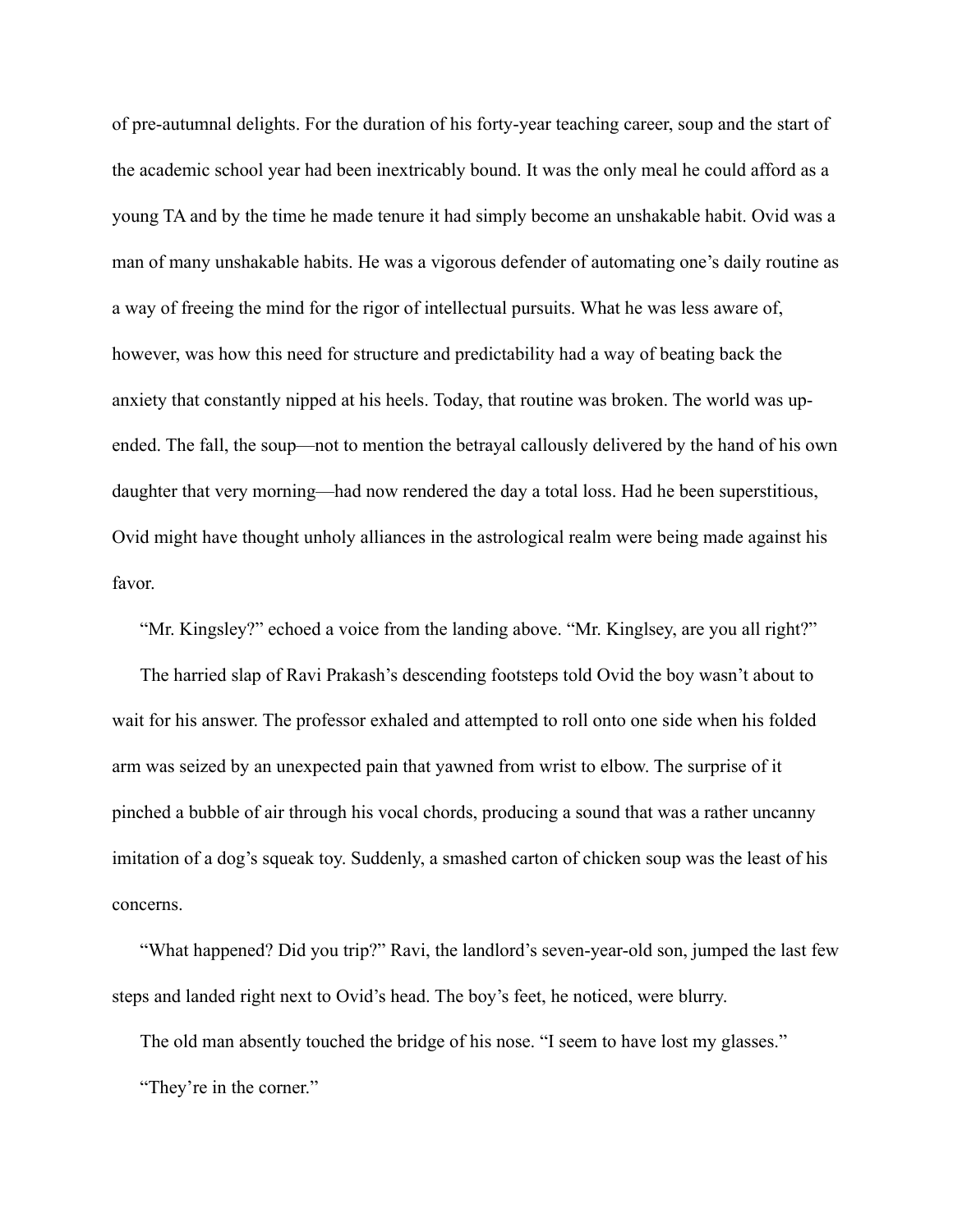of pre-autumnal delights. For the duration of his forty-year teaching career, soup and the start of the academic school year had been inextricably bound. It was the only meal he could afford as a young TA and by the time he made tenure it had simply become an unshakable habit. Ovid was a man of many unshakable habits. He was a vigorous defender of automating one's daily routine as a way of freeing the mind for the rigor of intellectual pursuits. What he was less aware of, however, was how this need for structure and predictability had a way of beating back the anxiety that constantly nipped at his heels. Today, that routine was broken. The world was up-ended. The fall, the soup—not to mention the betrayal callously delivered by the hand of his own daughter that very morning—had now rendered the day a total loss. Had he been superstitious, Ovid might have thought unholy alliances in the astrological realm were being made against his favor.

"Mr. Kingsley?" echoed a voice from the landing above. "Mr. Kinglsey, are you all right?"

The harried slap of Ravi Prakash's descending footsteps told Ovid the boy wasn't about to wait for his answer. The professor exhaled and attempted to roll onto one side when his folded arm was seized by an unexpected pain that yawned from wrist to elbow. The surprise of it pinched a bubble of air through his vocal chords, producing a sound that was a rather uncanny imitation of a dog's squeak toy. Suddenly, a smashed carton of chicken soup was the least of his concerns.

"What happened? Did you trip?" Ravi, the landlord's seven-year-old son, jumped the last few steps and landed right next to Ovid's head. The boy's feet, he noticed, were blurry.

The old man absently touched the bridge of his nose. "I seem to have lost my glasses."

"They're in the corner."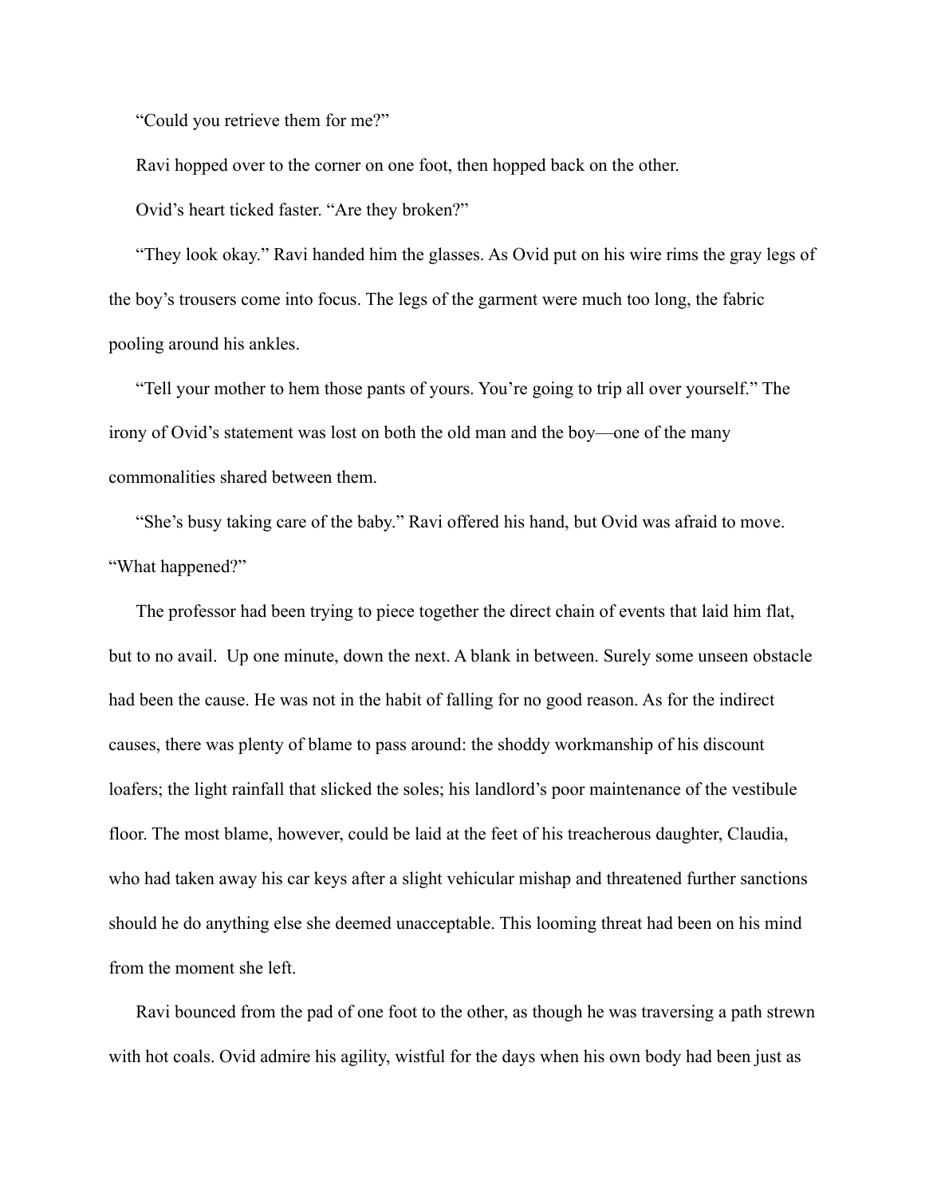“Could you retrieve them for me?”

Ravi hopped over to the corner on one foot, then hopped back on the other.

Ovid’s heart ticked faster. “Are they broken?”

“They look okay.” Ravi handed him the glasses. As Ovid put on his wire rims the gray legs of the boy’s trousers come into focus. The legs of the garment were much too long, the fabric pooling around his ankles.

“Tell your mother to hem those pants of yours. You’re going to trip all over yourself.” The irony of Ovid’s statement was lost on both the old man and the boy—one of the many commonalities shared between them.

“She’s busy taking care of the baby.” Ravi offered his hand, but Ovid was afraid to move. “What happened?”

The professor had been trying to piece together the direct chain of events that laid him flat, but to no avail.  Up one minute, down the next. A blank in between. Surely some unseen obstacle had been the cause. He was not in the habit of falling for no good reason. As for the indirect causes, there was plenty of blame to pass around: the shoddy workmanship of his discount loafers; the light rainfall that slicked the soles; his landlord’s poor maintenance of the vestibule floor. The most blame, however, could be laid at the feet of his treacherous daughter, Claudia, who had taken away his car keys after a slight vehicular mishap and threatened further sanctions should he do anything else she deemed unacceptable. This looming threat had been on his mind from the moment she left.

Ravi bounced from the pad of one foot to the other, as though he was traversing a path strewn with hot coals. Ovid admire his agility, wistful for the days when his own body had been just as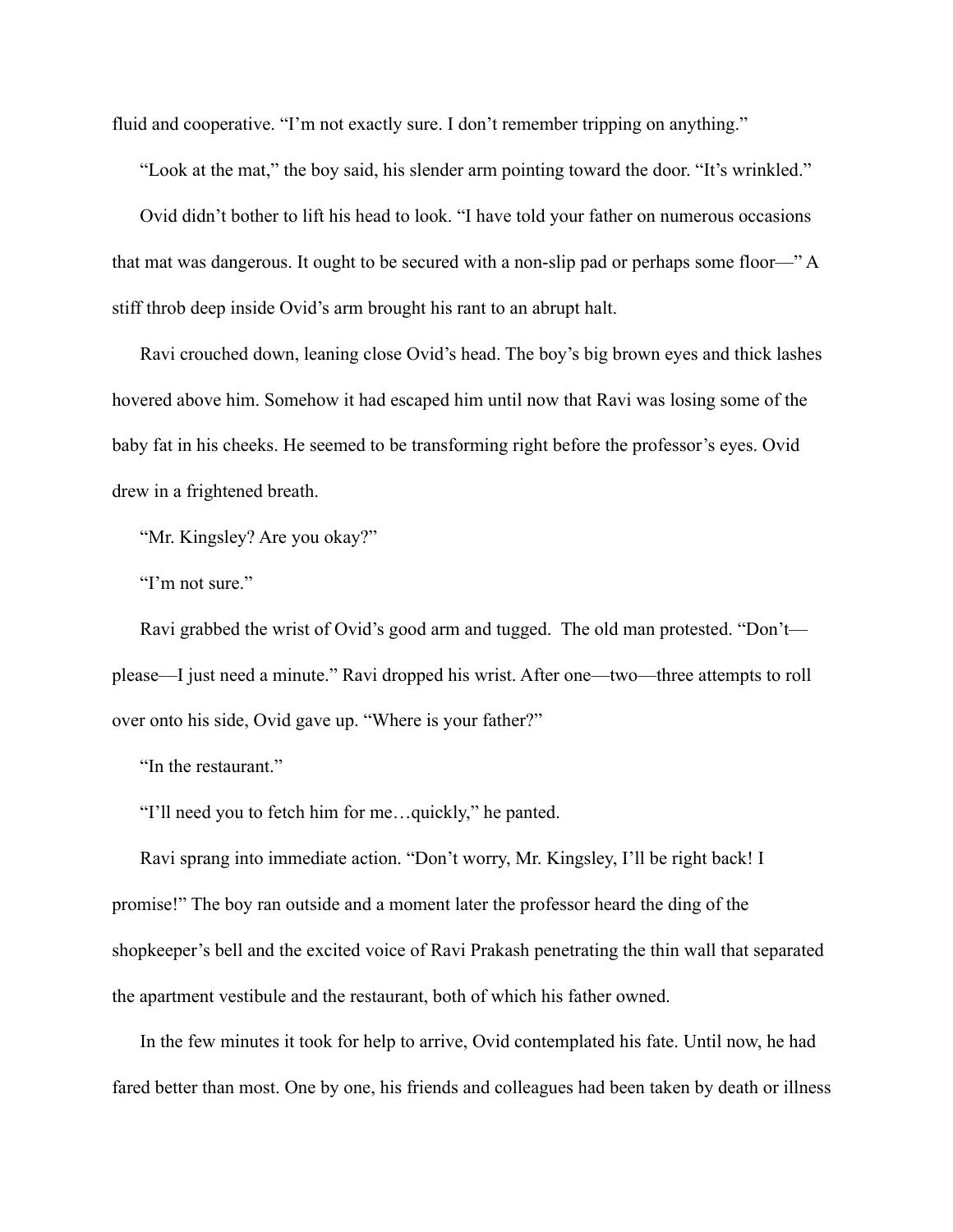fluid and cooperative. “I’m not exactly sure. I don’t remember tripping on anything.”

“Look at the mat,” the boy said, his slender arm pointing toward the door. “It’s wrinkled.”

Ovid didn’t bother to lift his head to look. “I have told your father on numerous occasions that mat was dangerous. It ought to be secured with a non-slip pad or perhaps some floor—” A stiff throb deep inside Ovid’s arm brought his rant to an abrupt halt.

Ravi crouched down, leaning close Ovid’s head. The boy’s big brown eyes and thick lashes hovered above him. Somehow it had escaped him until now that Ravi was losing some of the baby fat in his cheeks. He seemed to be transforming right before the professor’s eyes. Ovid drew in a frightened breath.

“Mr. Kingsley? Are you okay?”

“I’m not sure.”

Ravi grabbed the wrist of Ovid’s good arm and tugged.  The old man protested. “Don’t—please—I just need a minute.” Ravi dropped his wrist. After one—two—three attempts to roll over onto his side, Ovid gave up. “Where is your father?”

“In the restaurant.”

“I’ll need you to fetch him for me…quickly,” he panted.

Ravi sprang into immediate action. “Don’t worry, Mr. Kingsley, I’ll be right back! I promise!” The boy ran outside and a moment later the professor heard the ding of the shopkeeper’s bell and the excited voice of Ravi Prakash penetrating the thin wall that separated the apartment vestibule and the restaurant, both of which his father owned.

In the few minutes it took for help to arrive, Ovid contemplated his fate. Until now, he had fared better than most. One by one, his friends and colleagues had been taken by death or illness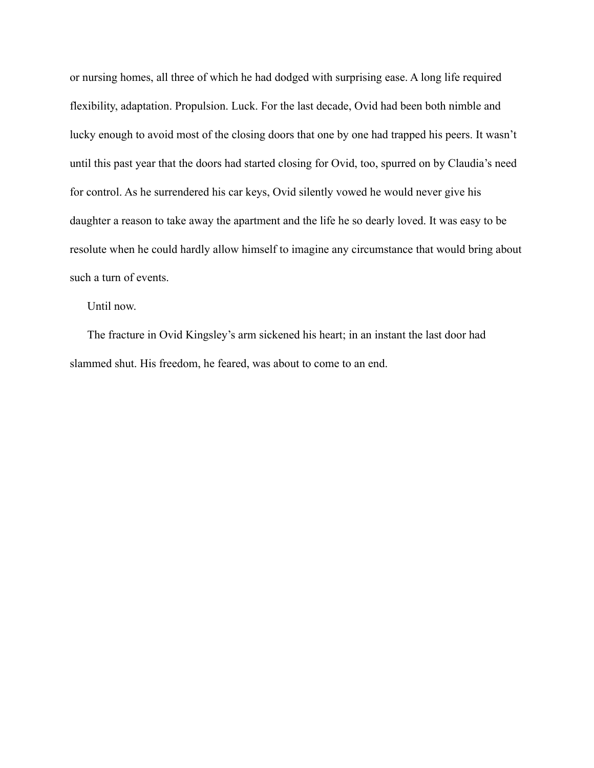or nursing homes, all three of which he had dodged with surprising ease. A long life required flexibility, adaptation. Propulsion. Luck. For the last decade, Ovid had been both nimble and lucky enough to avoid most of the closing doors that one by one had trapped his peers. It wasn't until this past year that the doors had started closing for Ovid, too, spurred on by Claudia's need for control. As he surrendered his car keys, Ovid silently vowed he would never give his daughter a reason to take away the apartment and the life he so dearly loved. It was easy to be resolute when he could hardly allow himself to imagine any circumstance that would bring about such a turn of events.

Until now.

The fracture in Ovid Kingsley's arm sickened his heart; in an instant the last door had slammed shut. His freedom, he feared, was about to come to an end.